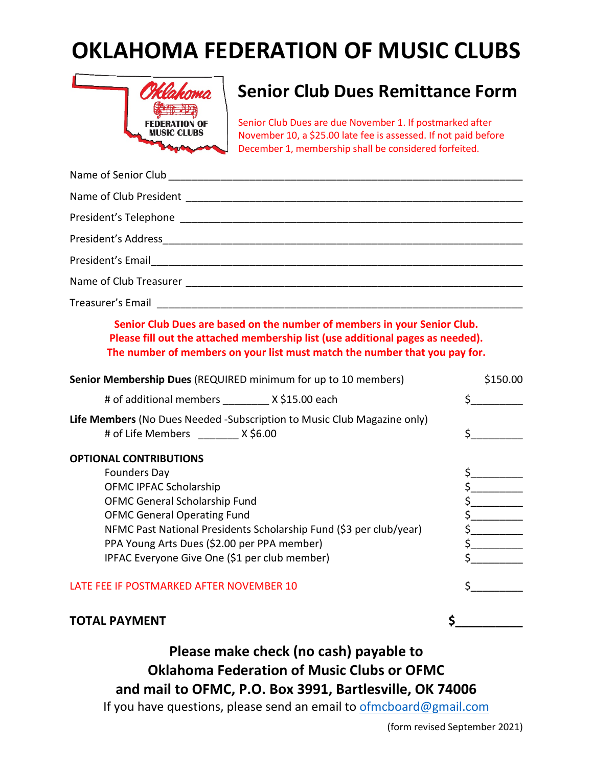# OKLAHOMA FEDERATION OF MUSIC CLUBS

## Senior Club Dues Remittance Form

Senior Club Dues are due November 1. If postmarked after November 10, a $25.00 late fee is assessed. If not paid before December 1, membership shall be considered forfeited.

Name of Senior Club ____________________________________________________________

Name of Club President __________________________________________________________

President's Telephone ___________________________________________________________

President's Address_____________________________________________________________

President's Email_______________________________________________________________

Name of Club Treasurer __________________________________________________________

Treasurer's Email _______________________________________________________________

**Senior Club Dues are based on the number of members in your Senior Club.**
**Please fill out the attached membership list (use additional pages as needed).**
**The number of members on your list must match the number that you pay for.**

**Senior Membership Dues** (REQUIRED minimum for up to 10 members) $150.00

# of additional members ________ X $15.00 each $_________

**Life Members** (No Dues Needed -Subscription to Music Club Magazine only)
# of Life Members _______ X $6.00 $_________

**OPTIONAL CONTRIBUTIONS**

Founders Day $_________
OFMC IPFAC Scholarship $_________
OFMC General Scholarship Fund $_________
OFMC General Operating Fund $_________
NFMC Past National Presidents Scholarship Fund ($3 per club/year) $_________
PPA Young Arts Dues ($2.00 per PPA member) $_________
IPFAC Everyone Give One ($1 per club member) $_________

LATE FEE IF POSTMARKED AFTER NOVEMBER 10 $_________

**TOTAL PAYMENT** **$_________**

**Please make check (no cash) payable to**
**Oklahoma Federation of Music Clubs or OFMC**
**and mail to OFMC, P.O. Box 3991, Bartlesville, OK 74006**

If you have questions, please send an email to ofmcboard@gmail.com

(form revised September 2021)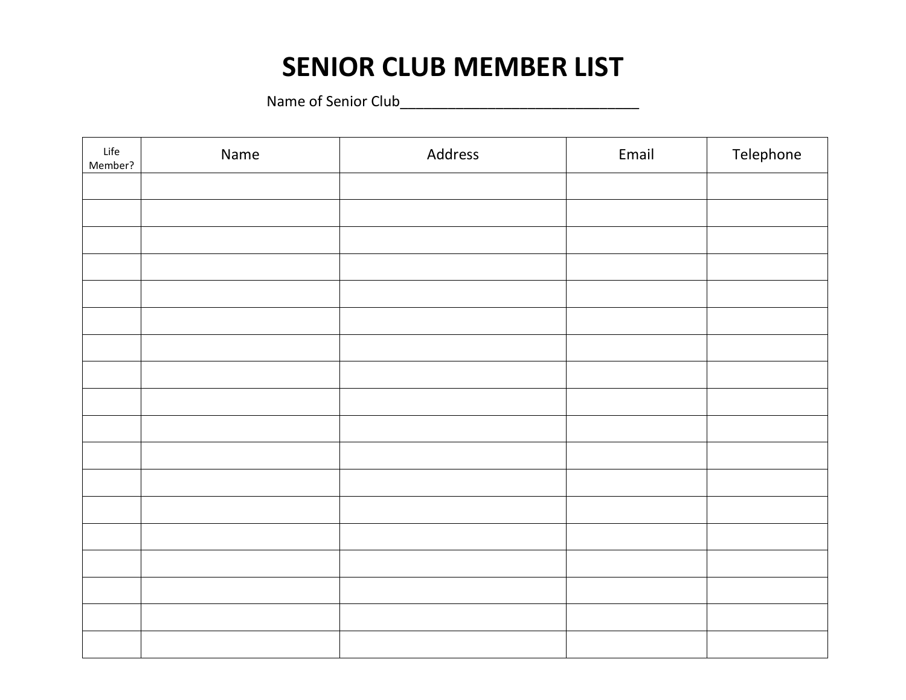# SENIOR CLUB MEMBER LIST

Name of Senior Club_______________________________

| Life Member? | Name | Address | Email | Telephone |
|---|---|---|---|---|
| | | | | |
| | | | | |
| | | | | |
| | | | | |
| | | | | |
| | | | | |
| | | | | |
| | | | | |
| | | | | |
| | | | | |
| | | | | |
| | | | | |
| | | | | |
| | | | | |
| | | | | |
| | | | | |
| | | | | |
| | | | | |
| | | | | |